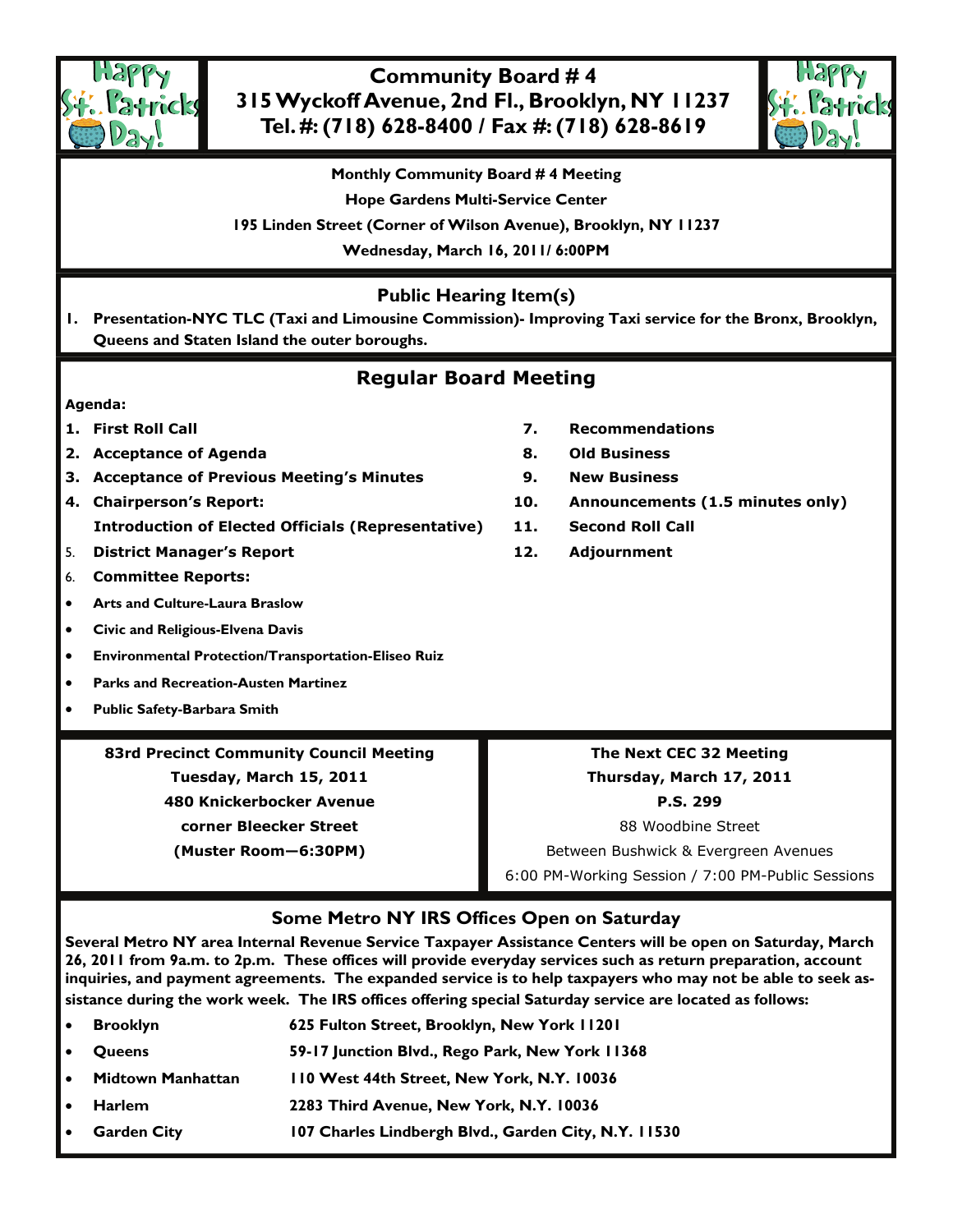# Community Board # 4
## 315 Wyckoff Avenue, 2nd Fl., Brooklyn, NY 11237
## Tel. #: (718) 628-8400 / Fax #: (718) 628-8619

**Monthly Community Board # 4 Meeting**

**Hope Gardens Multi-Service Center**

**195 Linden Street (Corner of Wilson Avenue), Brooklyn, NY 11237**

**Wednesday, March 16, 2011/ 6:00PM**

## Public Hearing Item(s)

1. **Presentation-NYC TLC (Taxi and Limousine Commission)- Improving Taxi service for the Bronx, Brooklyn, Queens and Staten Island the outer boroughs.**

## Regular Board Meeting

**Agenda:**

1. **First Roll Call**
2. **Acceptance of Agenda**
3. **Acceptance of Previous Meeting's Minutes**
4. **Chairperson's Report:**
   **Introduction of Elected Officials (Representative)**
5. **District Manager's Report**
6. **Committee Reports:**
   - **Arts and Culture-Laura Braslow**
   - **Civic and Religious-Elvena Davis**
   - **Environmental Protection/Transportation-Eliseo Ruiz**
   - **Parks and Recreation-Austen Martinez**
   - **Public Safety-Barbara Smith**
7. **Recommendations**
8. **Old Business**
9. **New Business**
10. **Announcements (1.5 minutes only)**
11. **Second Roll Call**
12. **Adjournment**

**83rd Precinct Community Council Meeting**
**Tuesday, March 15, 2011**
**480 Knickerbocker Avenue**
**corner Bleecker Street**
**(Muster Room—6:30PM)**

**The Next CEC 32 Meeting**
**Thursday, March 17, 2011**
**P.S. 299**
88 Woodbine Street
Between Bushwick & Evergreen Avenues
6:00 PM-Working Session / 7:00 PM-Public Sessions

## Some Metro NY IRS Offices Open on Saturday

**Several Metro NY area Internal Revenue Service Taxpayer Assistance Centers will be open on Saturday, March 26, 2011 from 9a.m. to 2p.m. These offices will provide everyday services such as return preparation, account inquiries, and payment agreements. The expanded service is to help taxpayers who may not be able to seek assistance during the work week. The IRS offices offering special Saturday service are located as follows:**

- **Brooklyn** — **625 Fulton Street, Brooklyn, New York 11201**
- **Queens** — **59-17 Junction Blvd., Rego Park, New York 11368**
- **Midtown Manhattan** — **110 West 44th Street, New York, N.Y. 10036**
- **Harlem** — **2283 Third Avenue, New York, N.Y. 10036**
- **Garden City** — **107 Charles Lindbergh Blvd., Garden City, N.Y. 11530**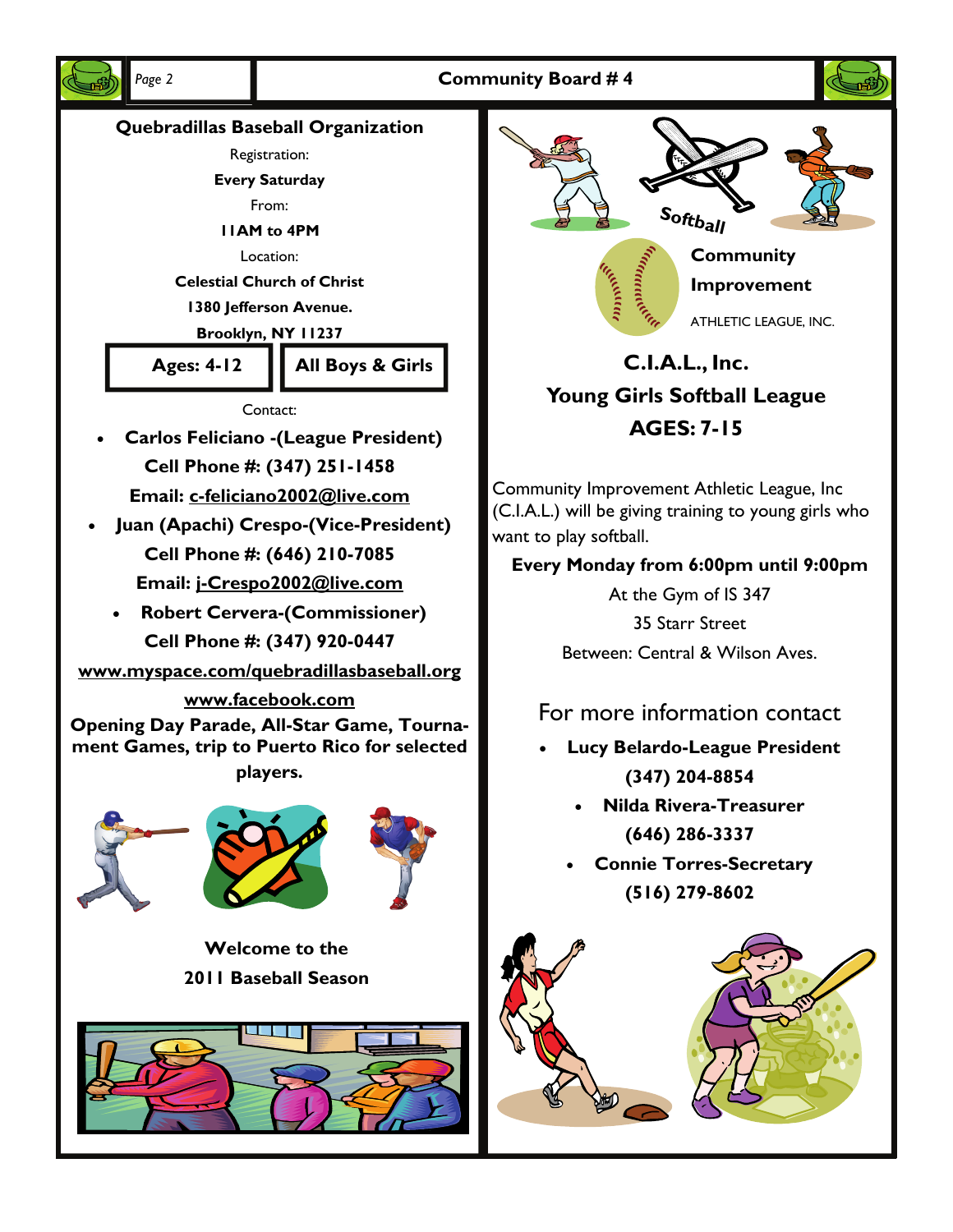## Quebradillas Baseball Organization

Registration:

**Every Saturday**

From:

**11AM to 4PM**

Location:

**Celestial Church of Christ**

**1380 Jefferson Avenue.**

**Brooklyn, NY 11237**

| **Ages: 4-12** | **All Boys & Girls** |
| --- | --- |

Contact:

- **Carlos Feliciano -(League President)**
  **Cell Phone #: (347) 251-1458**
  **Email: c-feliciano2002@live.com**
- **Juan (Apachi) Crespo-(Vice-President)**
  **Cell Phone #: (646) 210-7085**
  **Email: j-Crespo2002@live.com**
- **Robert Cervera-(Commissioner)**
  **Cell Phone #: (347) 920-0447**

**www.myspace.com/quebradillasbaseball.org**

**www.facebook.com**

**Opening Day Parade, All-Star Game, Tournament Games, trip to Puerto Rico for selected players.**

**Welcome to the 2011 Baseball Season**

Softball

**Community Improvement**

ATHLETIC LEAGUE, INC.

## C.I.A.L., Inc.
## Young Girls Softball League
## AGES: 7-15

Community Improvement Athletic League, Inc (C.I.A.L.) will be giving training to young girls who want to play softball.

**Every Monday from 6:00pm until 9:00pm**

At the Gym of IS 347

35 Starr Street

Between: Central & Wilson Aves.

For more information contact

- **Lucy Belardo-League President**
  **(347) 204-8854**
- **Nilda Rivera-Treasurer**
  **(646) 286-3337**
- **Connie Torres-Secretary**
  **(516) 279-8602**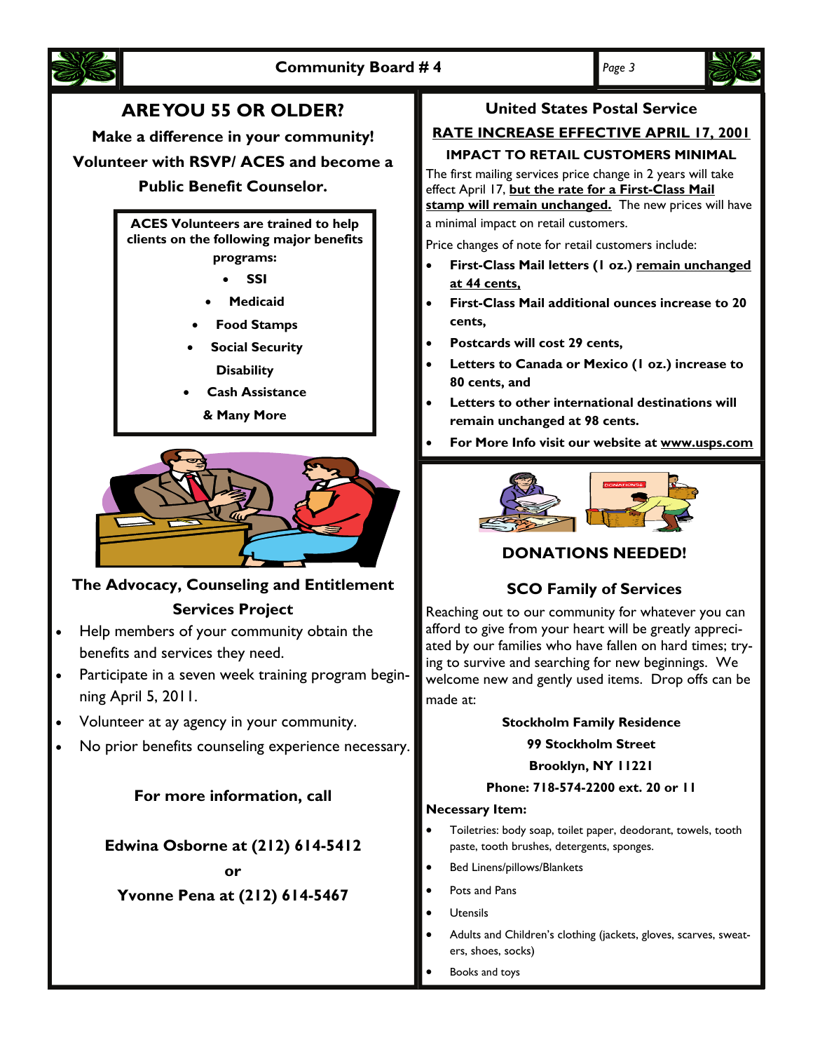## ARE YOU 55 OR OLDER?

**Make a difference in your community!**

**Volunteer with RSVP/ ACES and become a Public Benefit Counselor.**

**ACES Volunteers are trained to help clients on the following major benefits programs:**

- **SSI**
- **Medicaid**
- **Food Stamps**
- **Social Security Disability**
- **Cash Assistance**

**& Many More**

### The Advocacy, Counseling and Entitlement Services Project

- Help members of your community obtain the benefits and services they need.
- Participate in a seven week training program beginning April 5, 2011.
- Volunteer at ay agency in your community.
- No prior benefits counseling experience necessary.

**For more information, call**

**Edwina Osborne at (212) 614-5412**

**or**

**Yvonne Pena at (212) 614-5467**

## United States Postal Service

### RATE INCREASE EFFECTIVE APRIL 17, 2001

**IMPACT TO RETAIL CUSTOMERS MINIMAL**

The first mailing services price change in 2 years will take effect April 17, **but the rate for a First-Class Mail stamp will remain unchanged.** The new prices will have a minimal impact on retail customers.

Price changes of note for retail customers include:

- **First-Class Mail letters (1 oz.) remain unchanged at 44 cents,**
- **First-Class Mail additional ounces increase to 20 cents,**
- **Postcards will cost 29 cents,**
- **Letters to Canada or Mexico (1 oz.) increase to 80 cents, and**
- **Letters to other international destinations will remain unchanged at 98 cents.**
- **For More Info visit our website at www.usps.com**

## DONATIONS NEEDED!

### SCO Family of Services

Reaching out to our community for whatever you can afford to give from your heart will be greatly appreciated by our families who have fallen on hard times; trying to survive and searching for new beginnings. We welcome new and gently used items. Drop offs can be made at:

**Stockholm Family Residence**
**99 Stockholm Street**
**Brooklyn, NY 11221**
**Phone: 718-574-2200 ext. 20 or 11**

**Necessary Item:**

- Toiletries: body soap, toilet paper, deodorant, towels, tooth paste, tooth brushes, detergents, sponges.
- Bed Linens/pillows/Blankets
- Pots and Pans
- Utensils
- Adults and Children's clothing (jackets, gloves, scarves, sweaters, shoes, socks)
- Books and toys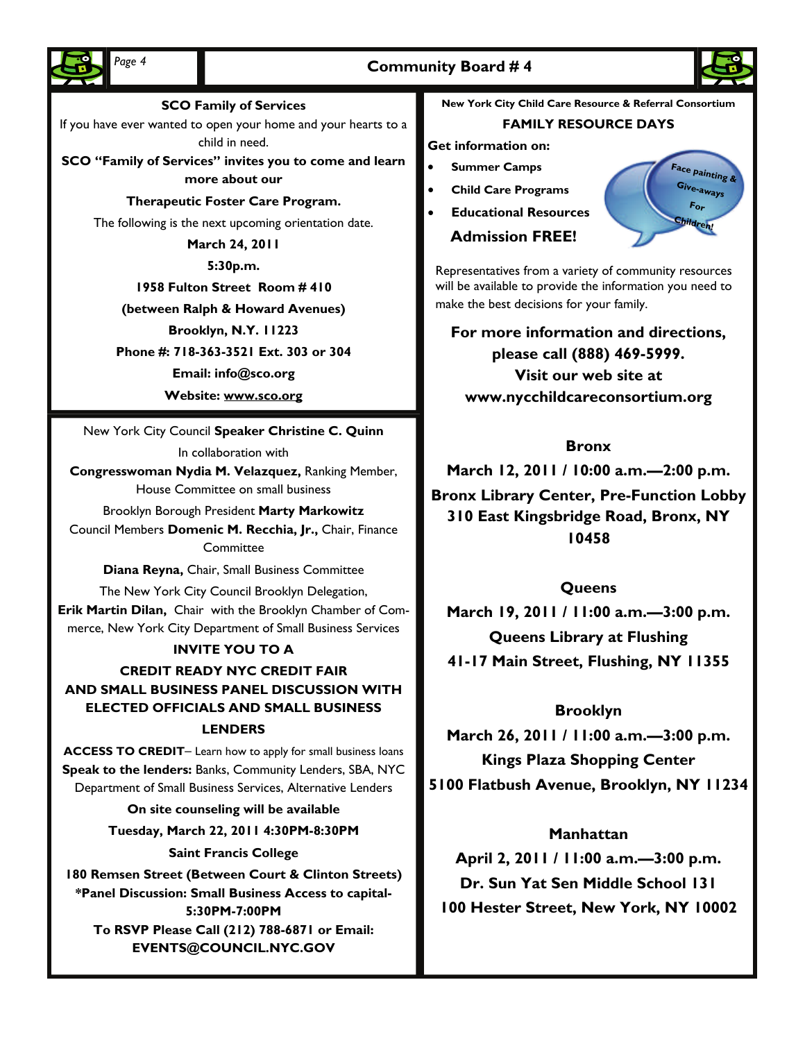## SCO Family of Services

If you have ever wanted to open your home and your hearts to a child in need.

**SCO "Family of Services" invites you to come and learn more about our**

**Therapeutic Foster Care Program.**

The following is the next upcoming orientation date.

**March 24, 2011**

**5:30p.m.**

**1958 Fulton Street Room # 410**

**(between Ralph & Howard Avenues)**

**Brooklyn, N.Y. 11223**

**Phone #: 718-363-3521 Ext. 303 or 304**

**Email: info@sco.org**

**Website: www.sco.org**

---

New York City Council **Speaker Christine C. Quinn**

In collaboration with

**Congresswoman Nydia M. Velazquez,** Ranking Member, House Committee on small business

Brooklyn Borough President **Marty Markowitz**

Council Members **Domenic M. Recchia, Jr.,** Chair, Finance Committee

**Diana Reyna,** Chair, Small Business Committee

The New York City Council Brooklyn Delegation,

**Erik Martin Dilan,** Chair with the Brooklyn Chamber of Commerce, New York City Department of Small Business Services

**INVITE YOU TO A**

**CREDIT READY NYC CREDIT FAIR AND SMALL BUSINESS PANEL DISCUSSION WITH ELECTED OFFICIALS AND SMALL BUSINESS LENDERS**

**ACCESS TO CREDIT**– Learn how to apply for small business loans

**Speak to the lenders:** Banks, Community Lenders, SBA, NYC Department of Small Business Services, Alternative Lenders

**On site counseling will be available**

**Tuesday, March 22, 2011 4:30PM-8:30PM**

**Saint Francis College**

**180 Remsen Street (Between Court & Clinton Streets)**

**\*Panel Discussion: Small Business Access to capital-5:30PM-7:00PM**

**To RSVP Please Call (212) 788-6871 or Email: EVENTS@COUNCIL.NYC.GOV**

---

**New York City Child Care Resource & Referral Consortium**

## FAMILY RESOURCE DAYS

**Get information on:**

- **Summer Camps**
- **Child Care Programs**
- **Educational Resources**

Face painting & Give-aways For Children!

**Admission FREE!**

Representatives from a variety of community resources will be available to provide the information you need to make the best decisions for your family.

**For more information and directions, please call (888) 469-5999. Visit our web site at www.nycchildcareconsortium.org**

**Bronx**

**March 12, 2011 / 10:00 a.m.—2:00 p.m.**

**Bronx Library Center, Pre-Function Lobby**

**310 East Kingsbridge Road, Bronx, NY 10458**

**Queens**

**March 19, 2011 / 11:00 a.m.—3:00 p.m.**

**Queens Library at Flushing**

**41-17 Main Street, Flushing, NY 11355**

**Brooklyn**

**March 26, 2011 / 11:00 a.m.—3:00 p.m.**

**Kings Plaza Shopping Center**

**5100 Flatbush Avenue, Brooklyn, NY 11234**

**Manhattan**

**April 2, 2011 / 11:00 a.m.—3:00 p.m.**

**Dr. Sun Yat Sen Middle School 131**

**100 Hester Street, New York, NY 10002**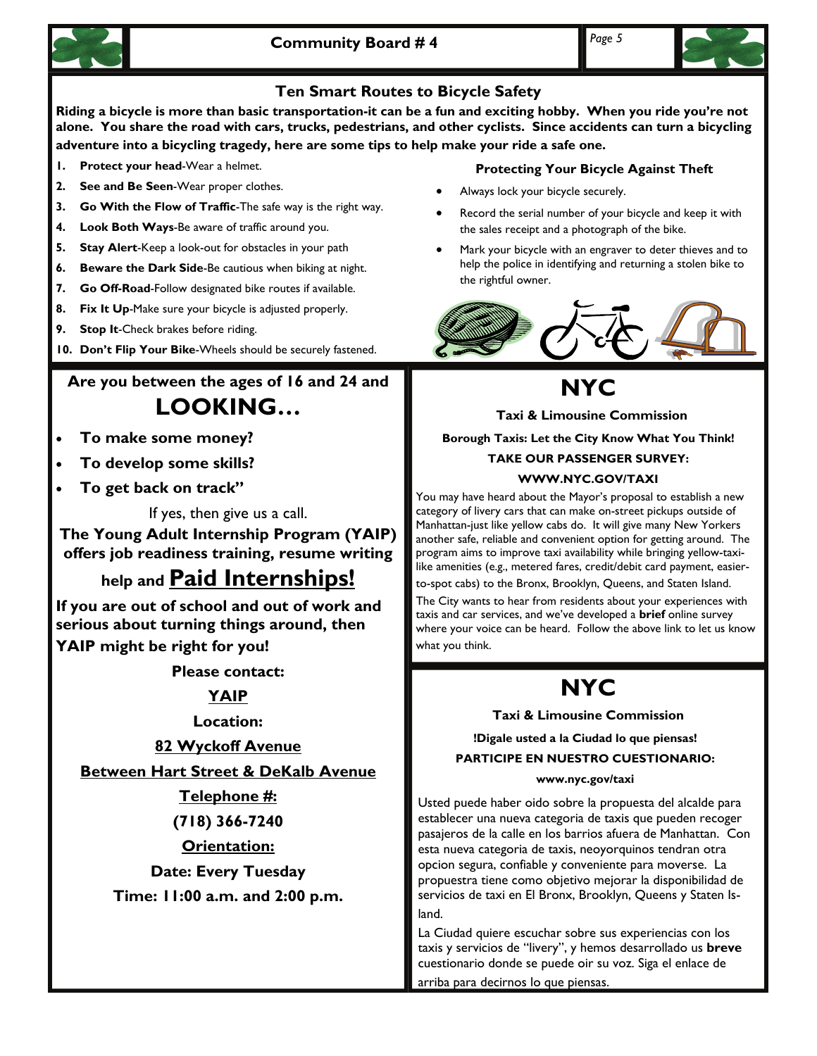## Ten Smart Routes to Bicycle Safety

**Riding a bicycle is more than basic transportation-it can be a fun and exciting hobby. When you ride you're not alone. You share the road with cars, trucks, pedestrians, and other cyclists. Since accidents can turn a bicycling adventure into a bicycling tragedy, here are some tips to help make your ride a safe one.**

1. **Protect your head**-Wear a helmet.
2. **See and Be Seen**-Wear proper clothes.
3. **Go With the Flow of Traffic**-The safe way is the right way.
4. **Look Both Ways**-Be aware of traffic around you.
5. **Stay Alert**-Keep a look-out for obstacles in your path
6. **Beware the Dark Side**-Be cautious when biking at night.
7. **Go Off-Road**-Follow designated bike routes if available.
8. **Fix It Up**-Make sure your bicycle is adjusted properly.
9. **Stop It**-Check brakes before riding.
10. **Don't Flip Your Bike**-Wheels should be securely fastened.

### Protecting Your Bicycle Against Theft

- Always lock your bicycle securely.
- Record the serial number of your bicycle and keep it with the sales receipt and a photograph of the bike.
- Mark your bicycle with an engraver to deter thieves and to help the police in identifying and returning a stolen bike to the rightful owner.

## Are you between the ages of 16 and 24 and LOOKING…

- **To make some money?**
- **To develop some skills?**
- **To get back on track"**

If yes, then give us a call.

**The Young Adult Internship Program (YAIP) offers job readiness training, resume writing help and Paid Internships!**

**If you are out of school and out of work and serious about turning things around, then YAIP might be right for you!**

**Please contact:**

**YAIP**

**Location:**

**82 Wyckoff Avenue**

**Between Hart Street & DeKalb Avenue**

**Telephone #:**

**(718) 366-7240**

**Orientation:**

**Date: Every Tuesday**

**Time: 11:00 a.m. and 2:00 p.m.**

## NYC

**Taxi & Limousine Commission**

**Borough Taxis: Let the City Know What You Think!**

**TAKE OUR PASSENGER SURVEY:**

**WWW.NYC.GOV/TAXI**

You may have heard about the Mayor's proposal to establish a new category of livery cars that can make on-street pickups outside of Manhattan-just like yellow cabs do. It will give many New Yorkers another safe, reliable and convenient option for getting around. The program aims to improve taxi availability while bringing yellow-taxi-like amenities (e.g., metered fares, credit/debit card payment, easier-to-spot cabs) to the Bronx, Brooklyn, Queens, and Staten Island.

The City wants to hear from residents about your experiences with taxis and car services, and we've developed a **brief** online survey where your voice can be heard. Follow the above link to let us know what you think.

## NYC

**Taxi & Limousine Commission**

**!Digale usted a la Ciudad lo que piensas!**

**PARTICIPE EN NUESTRO CUESTIONARIO:**

**www.nyc.gov/taxi**

Usted puede haber oido sobre la propuesta del alcalde para establecer una nueva categoria de taxis que pueden recoger pasajeros de la calle en los barrios afuera de Manhattan. Con esta nueva categoria de taxis, neoyorquinos tendran otra opcion segura, confiable y conveniente para moverse. La propuestra tiene como objetivo mejorar la disponibilidad de servicios de taxi en El Bronx, Brooklyn, Queens y Staten Island.

La Ciudad quiere escuchar sobre sus experiencias con los taxis y servicios de "livery", y hemos desarrollado us **breve** cuestionario donde se puede oir su voz. Siga el enlace de arriba para decirnos lo que piensas.